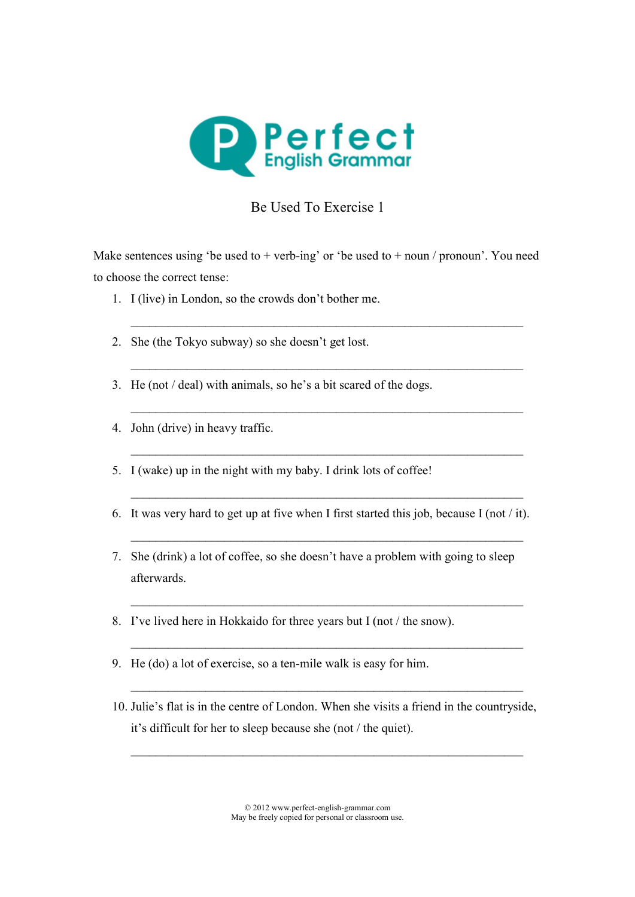# Perfect English Grammar

## Be Used To Exercise 1

Make sentences using 'be used to + verb-ing' or 'be used to + noun / pronoun'. You need to choose the correct tense:

1. I (live) in London, so the crowds don't bother me.

   ___________________________________________________________

2. She (the Tokyo subway) so she doesn't get lost.

   ___________________________________________________________

3. He (not / deal) with animals, so he's a bit scared of the dogs.

   ___________________________________________________________

4. John (drive) in heavy traffic.

   ___________________________________________________________

5. I (wake) up in the night with my baby. I drink lots of coffee!

   ___________________________________________________________

6. It was very hard to get up at five when I first started this job, because I (not / it).

   ___________________________________________________________

7. She (drink) a lot of coffee, so she doesn't have a problem with going to sleep afterwards.

   ___________________________________________________________

8. I've lived here in Hokkaido for three years but I (not / the snow).

   ___________________________________________________________

9. He (do) a lot of exercise, so a ten-mile walk is easy for him.

   ___________________________________________________________

10. Julie's flat is in the centre of London. When she visits a friend in the countryside, it's difficult for her to sleep because she (not / the quiet).

    ___________________________________________________________

© 2012 www.perfect-english-grammar.com
May be freely copied for personal or classroom use.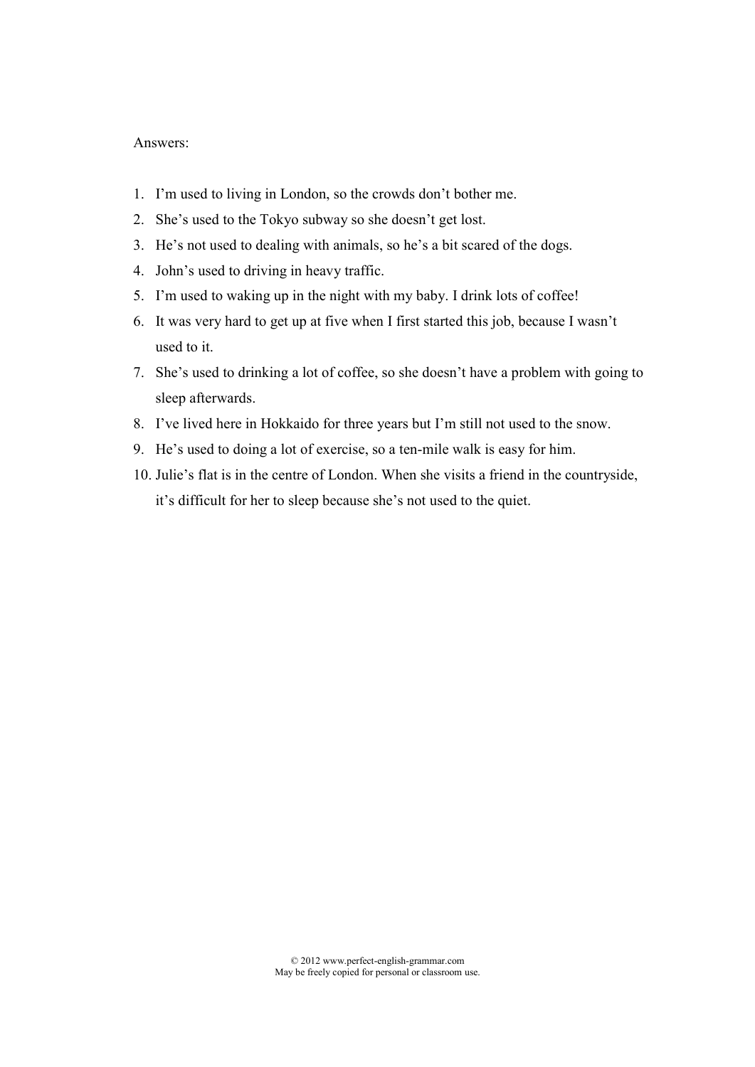Answers:

1. I'm used to living in London, so the crowds don't bother me.
2. She's used to the Tokyo subway so she doesn't get lost.
3. He's not used to dealing with animals, so he's a bit scared of the dogs.
4. John's used to driving in heavy traffic.
5. I'm used to waking up in the night with my baby. I drink lots of coffee!
6. It was very hard to get up at five when I first started this job, because I wasn't used to it.
7. She's used to drinking a lot of coffee, so she doesn't have a problem with going to sleep afterwards.
8. I've lived here in Hokkaido for three years but I'm still not used to the snow.
9. He's used to doing a lot of exercise, so a ten-mile walk is easy for him.
10. Julie's flat is in the centre of London. When she visits a friend in the countryside, it's difficult for her to sleep because she's not used to the quiet.

© 2012 www.perfect-english-grammar.com
May be freely copied for personal or classroom use.